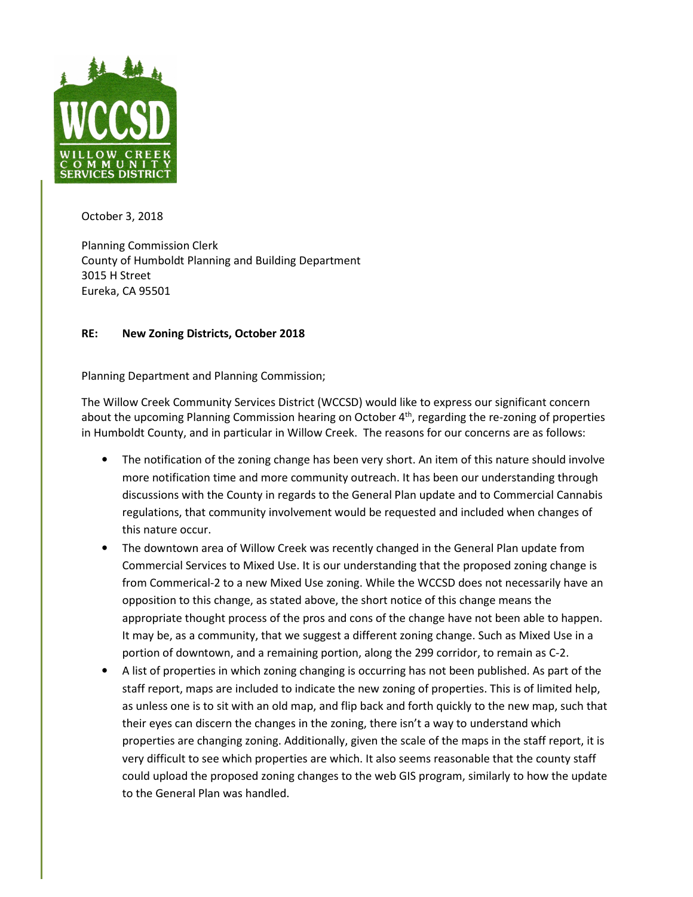WCCSD
WILLOW CREEK COMMUNITY SERVICES DISTRICT

October 3, 2018

Planning Commission Clerk
County of Humboldt Planning and Building Department
3015 H Street
Eureka, CA 95501

**RE: New Zoning Districts, October 2018**

Planning Department and Planning Commission;

The Willow Creek Community Services District (WCCSD) would like to express our significant concern about the upcoming Planning Commission hearing on October 4th, regarding the re-zoning of properties in Humboldt County, and in particular in Willow Creek. The reasons for our concerns are as follows:

- The notification of the zoning change has been very short. An item of this nature should involve more notification time and more community outreach. It has been our understanding through discussions with the County in regards to the General Plan update and to Commercial Cannabis regulations, that community involvement would be requested and included when changes of this nature occur.
- The downtown area of Willow Creek was recently changed in the General Plan update from Commercial Services to Mixed Use. It is our understanding that the proposed zoning change is from Commerical-2 to a new Mixed Use zoning. While the WCCSD does not necessarily have an opposition to this change, as stated above, the short notice of this change means the appropriate thought process of the pros and cons of the change have not been able to happen. It may be, as a community, that we suggest a different zoning change. Such as Mixed Use in a portion of downtown, and a remaining portion, along the 299 corridor, to remain as C-2.
- A list of properties in which zoning changing is occurring has not been published. As part of the staff report, maps are included to indicate the new zoning of properties. This is of limited help, as unless one is to sit with an old map, and flip back and forth quickly to the new map, such that their eyes can discern the changes in the zoning, there isn't a way to understand which properties are changing zoning. Additionally, given the scale of the maps in the staff report, it is very difficult to see which properties are which. It also seems reasonable that the county staff could upload the proposed zoning changes to the web GIS program, similarly to how the update to the General Plan was handled.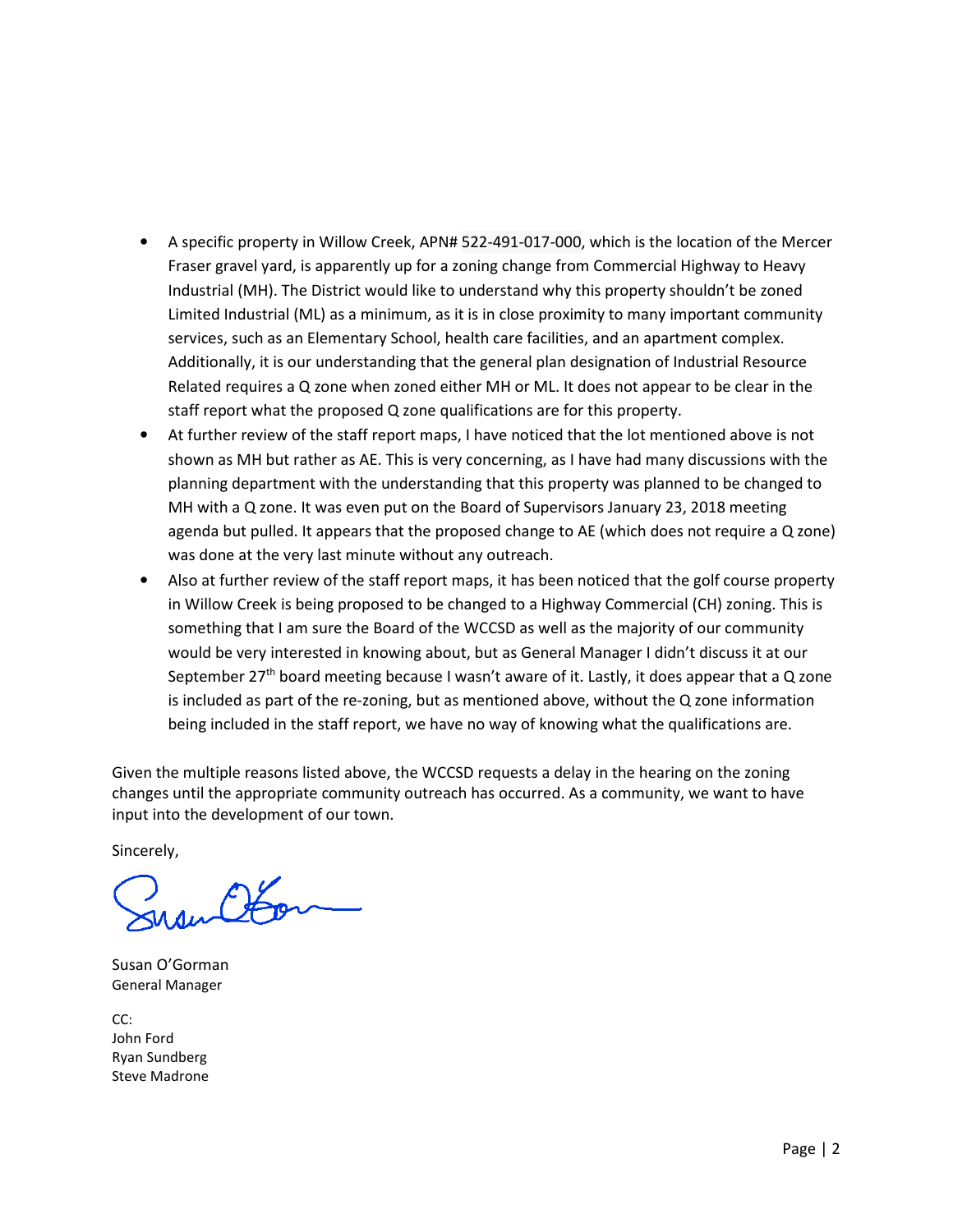- A specific property in Willow Creek, APN# 522-491-017-000, which is the location of the Mercer Fraser gravel yard, is apparently up for a zoning change from Commercial Highway to Heavy Industrial (MH). The District would like to understand why this property shouldn't be zoned Limited Industrial (ML) as a minimum, as it is in close proximity to many important community services, such as an Elementary School, health care facilities, and an apartment complex. Additionally, it is our understanding that the general plan designation of Industrial Resource Related requires a Q zone when zoned either MH or ML. It does not appear to be clear in the staff report what the proposed Q zone qualifications are for this property.
- At further review of the staff report maps, I have noticed that the lot mentioned above is not shown as MH but rather as AE. This is very concerning, as I have had many discussions with the planning department with the understanding that this property was planned to be changed to MH with a Q zone. It was even put on the Board of Supervisors January 23, 2018 meeting agenda but pulled. It appears that the proposed change to AE (which does not require a Q zone) was done at the very last minute without any outreach.
- Also at further review of the staff report maps, it has been noticed that the golf course property in Willow Creek is being proposed to be changed to a Highway Commercial (CH) zoning. This is something that I am sure the Board of the WCCSD as well as the majority of our community would be very interested in knowing about, but as General Manager I didn't discuss it at our September 27th board meeting because I wasn't aware of it. Lastly, it does appear that a Q zone is included as part of the re-zoning, but as mentioned above, without the Q zone information being included in the staff report, we have no way of knowing what the qualifications are.

Given the multiple reasons listed above, the WCCSD requests a delay in the hearing on the zoning changes until the appropriate community outreach has occurred. As a community, we want to have input into the development of our town.

Sincerely,

Susan O'Gorman
General Manager

CC:
John Ford
Ryan Sundberg
Steve Madrone